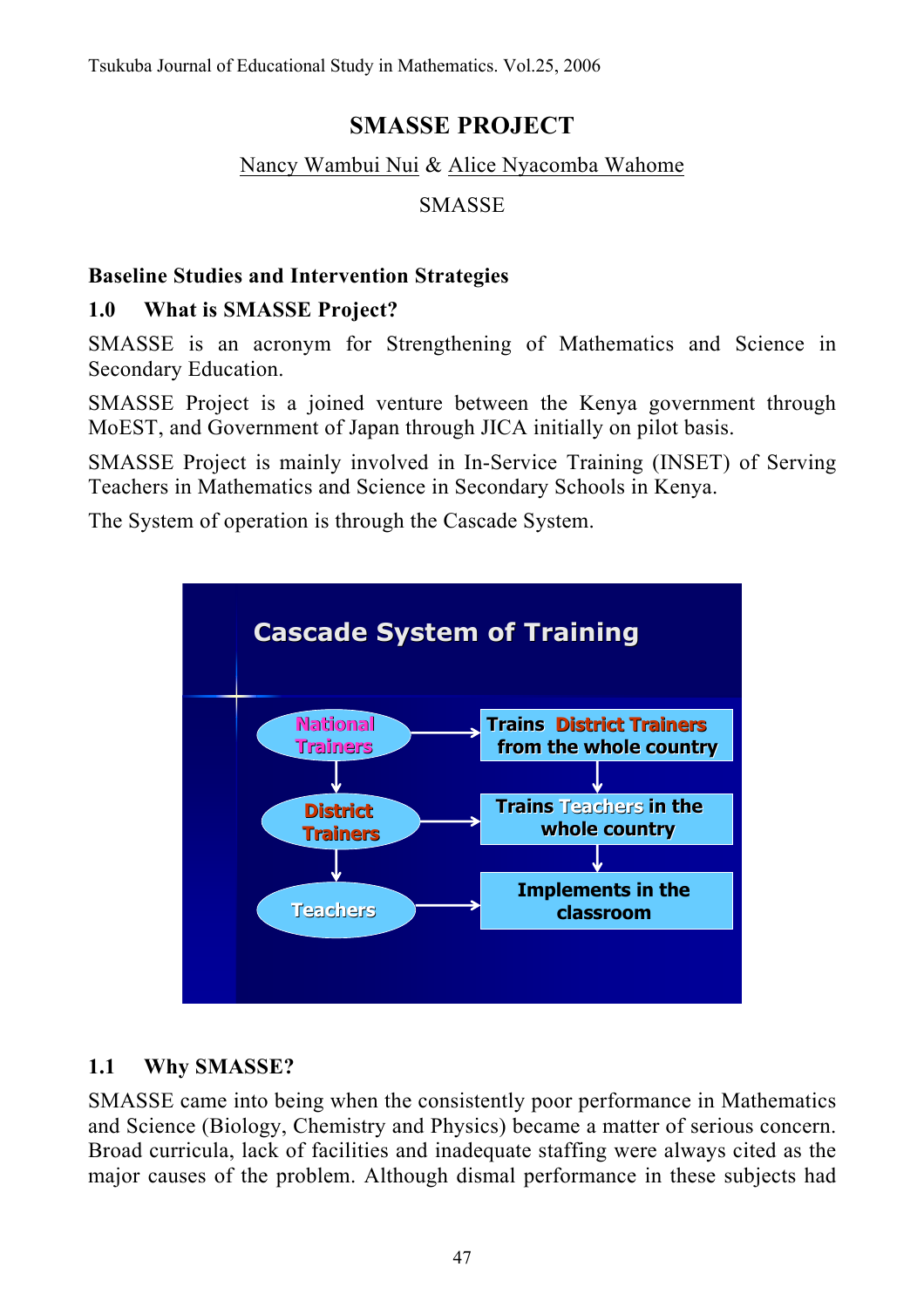# SMASSE PROJECT

Nancy Wambui Nui & Alice Nyacomba Wahome

SMASSE

## Baseline Studies and Intervention Strategies

### 1.0 What is SMASSE Project?

SMASSE is an acronym for Strengthening of Mathematics and Science in Secondary Education.

SMASSE Project is a joined venture between the Kenya government through MoEST, and Government of Japan through JICA initially on pilot basis.

SMASSE Project is mainly involved in In-Service Training (INSET) of Serving Teachers in Mathematics and Science in Secondary Schools in Kenya.

The System of operation is through the Cascade System.

**Cascade System of Training**

| | | |
|---|---|---|
| National Trainers | → | Trains District Trainers from the whole country |
| ↓ | | ↓ |
| District Trainers | → | Trains Teachers in the whole country |
| ↓ | | ↓ |
| Teachers | → | Implements in the classroom |

### 1.1 Why SMASSE?

SMASSE came into being when the consistently poor performance in Mathematics and Science (Biology, Chemistry and Physics) became a matter of serious concern. Broad curricula, lack of facilities and inadequate staffing were always cited as the major causes of the problem. Although dismal performance in these subjects had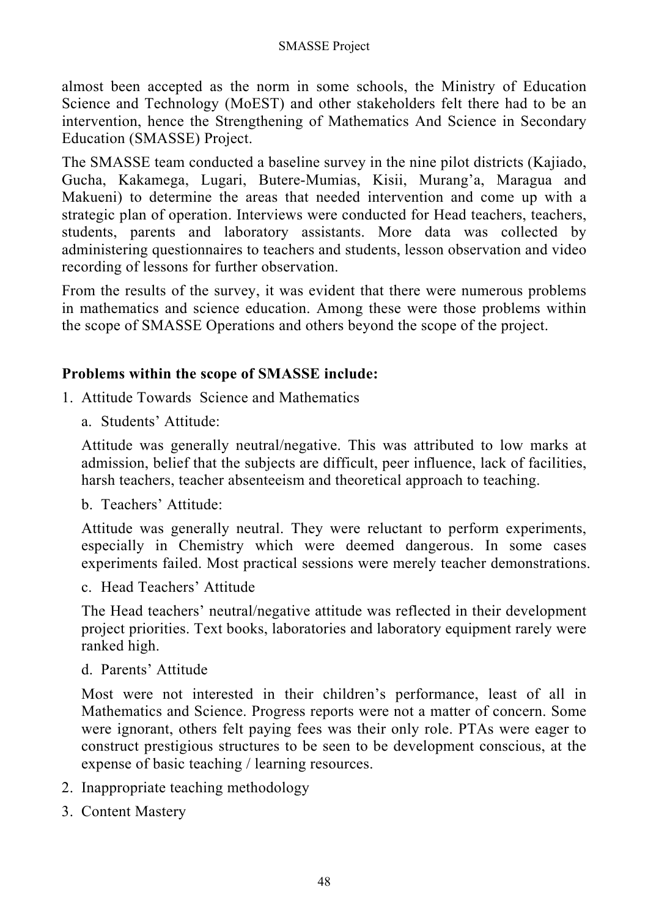almost been accepted as the norm in some schools, the Ministry of Education Science and Technology (MoEST) and other stakeholders felt there had to be an intervention, hence the Strengthening of Mathematics And Science in Secondary Education (SMASSE) Project.

The SMASSE team conducted a baseline survey in the nine pilot districts (Kajiado, Gucha, Kakamega, Lugari, Butere-Mumias, Kisii, Murang'a, Maragua and Makueni) to determine the areas that needed intervention and come up with a strategic plan of operation. Interviews were conducted for Head teachers, teachers, students, parents and laboratory assistants. More data was collected by administering questionnaires to teachers and students, lesson observation and video recording of lessons for further observation.

From the results of the survey, it was evident that there were numerous problems in mathematics and science education. Among these were those problems within the scope of SMASSE Operations and others beyond the scope of the project.

**Problems within the scope of SMASSE include:**

1. Attitude Towards Science and Mathematics

   a. Students' Attitude:

   Attitude was generally neutral/negative. This was attributed to low marks at admission, belief that the subjects are difficult, peer influence, lack of facilities, harsh teachers, teacher absenteeism and theoretical approach to teaching.

   b. Teachers' Attitude:

   Attitude was generally neutral. They were reluctant to perform experiments, especially in Chemistry which were deemed dangerous. In some cases experiments failed. Most practical sessions were merely teacher demonstrations.

   c. Head Teachers' Attitude

   The Head teachers' neutral/negative attitude was reflected in their development project priorities. Text books, laboratories and laboratory equipment rarely were ranked high.

   d. Parents' Attitude

   Most were not interested in their children's performance, least of all in Mathematics and Science. Progress reports were not a matter of concern. Some were ignorant, others felt paying fees was their only role. PTAs were eager to construct prestigious structures to be seen to be development conscious, at the expense of basic teaching / learning resources.

2. Inappropriate teaching methodology
3. Content Mastery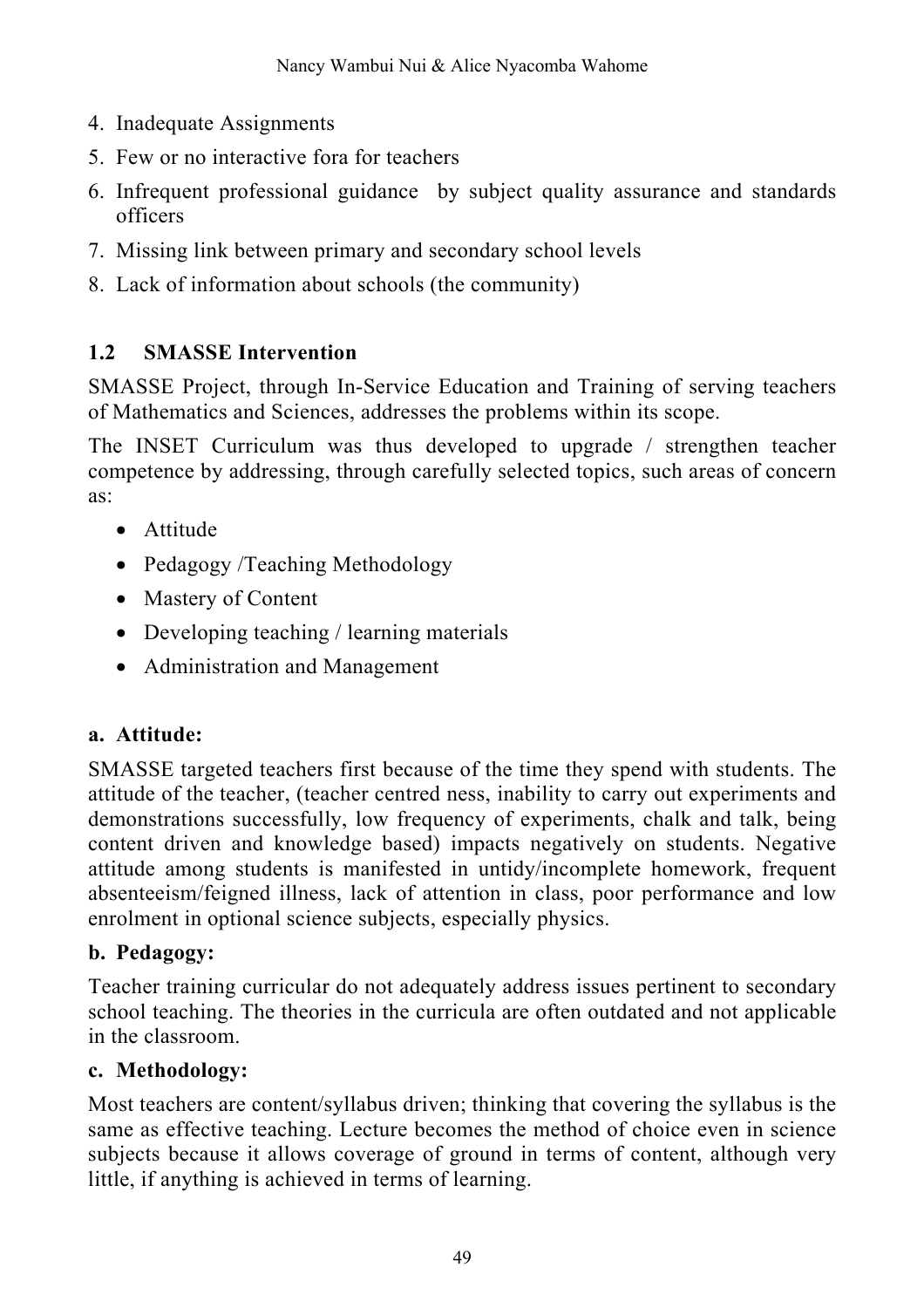4. Inadequate Assignments
5. Few or no interactive fora for teachers
6. Infrequent professional guidance by subject quality assurance and standards officers
7. Missing link between primary and secondary school levels
8. Lack of information about schools (the community)

## 1.2 SMASSE Intervention

SMASSE Project, through In-Service Education and Training of serving teachers of Mathematics and Sciences, addresses the problems within its scope.

The INSET Curriculum was thus developed to upgrade / strengthen teacher competence by addressing, through carefully selected topics, such areas of concern as:

- Attitude
- Pedagogy /Teaching Methodology
- Mastery of Content
- Developing teaching / learning materials
- Administration and Management

### a. Attitude:

SMASSE targeted teachers first because of the time they spend with students. The attitude of the teacher, (teacher centred ness, inability to carry out experiments and demonstrations successfully, low frequency of experiments, chalk and talk, being content driven and knowledge based) impacts negatively on students. Negative attitude among students is manifested in untidy/incomplete homework, frequent absenteeism/feigned illness, lack of attention in class, poor performance and low enrolment in optional science subjects, especially physics.

### b. Pedagogy:

Teacher training curricular do not adequately address issues pertinent to secondary school teaching. The theories in the curricula are often outdated and not applicable in the classroom.

### c. Methodology:

Most teachers are content/syllabus driven; thinking that covering the syllabus is the same as effective teaching. Lecture becomes the method of choice even in science subjects because it allows coverage of ground in terms of content, although very little, if anything is achieved in terms of learning.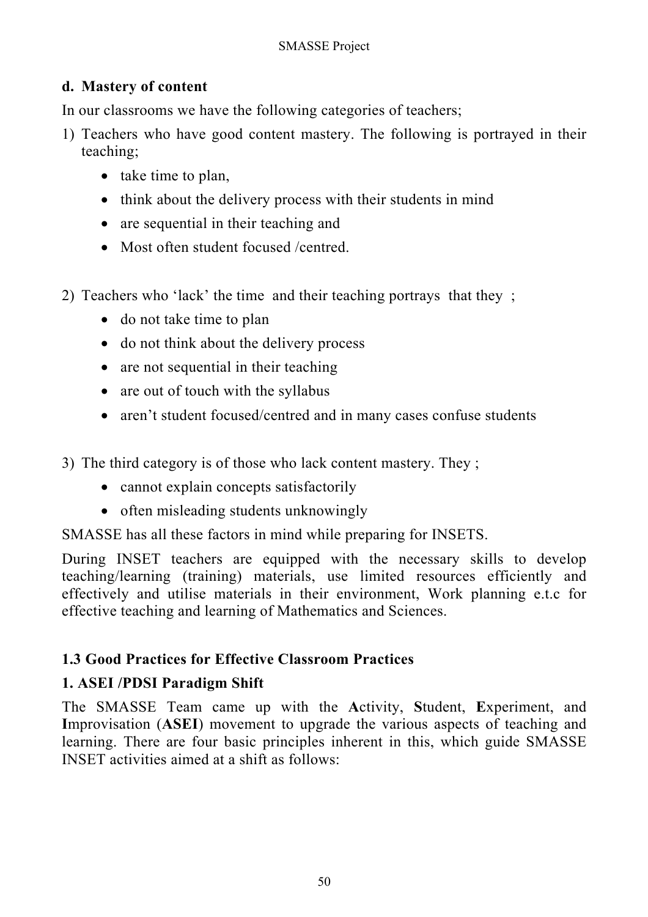### d. Mastery of content

In our classrooms we have the following categories of teachers;

1) Teachers who have good content mastery. The following is portrayed in their teaching;
    - take time to plan,
    - think about the delivery process with their students in mind
    - are sequential in their teaching and
    - Most often student focused /centred.

2) Teachers who 'lack' the time and their teaching portrays that they ;
    - do not take time to plan
    - do not think about the delivery process
    - are not sequential in their teaching
    - are out of touch with the syllabus
    - aren't student focused/centred and in many cases confuse students

3) The third category is of those who lack content mastery. They ;
    - cannot explain concepts satisfactorily
    - often misleading students unknowingly

SMASSE has all these factors in mind while preparing for INSETS.

During INSET teachers are equipped with the necessary skills to develop teaching/learning (training) materials, use limited resources efficiently and effectively and utilise materials in their environment, Work planning e.t.c for effective teaching and learning of Mathematics and Sciences.

## 1.3 Good Practices for Effective Classroom Practices

### 1. ASEI /PDSI Paradigm Shift

The SMASSE Team came up with the **A**ctivity, **S**tudent, **E**xperiment, and **I**mprovisation (**ASEI**) movement to upgrade the various aspects of teaching and learning. There are four basic principles inherent in this, which guide SMASSE INSET activities aimed at a shift as follows: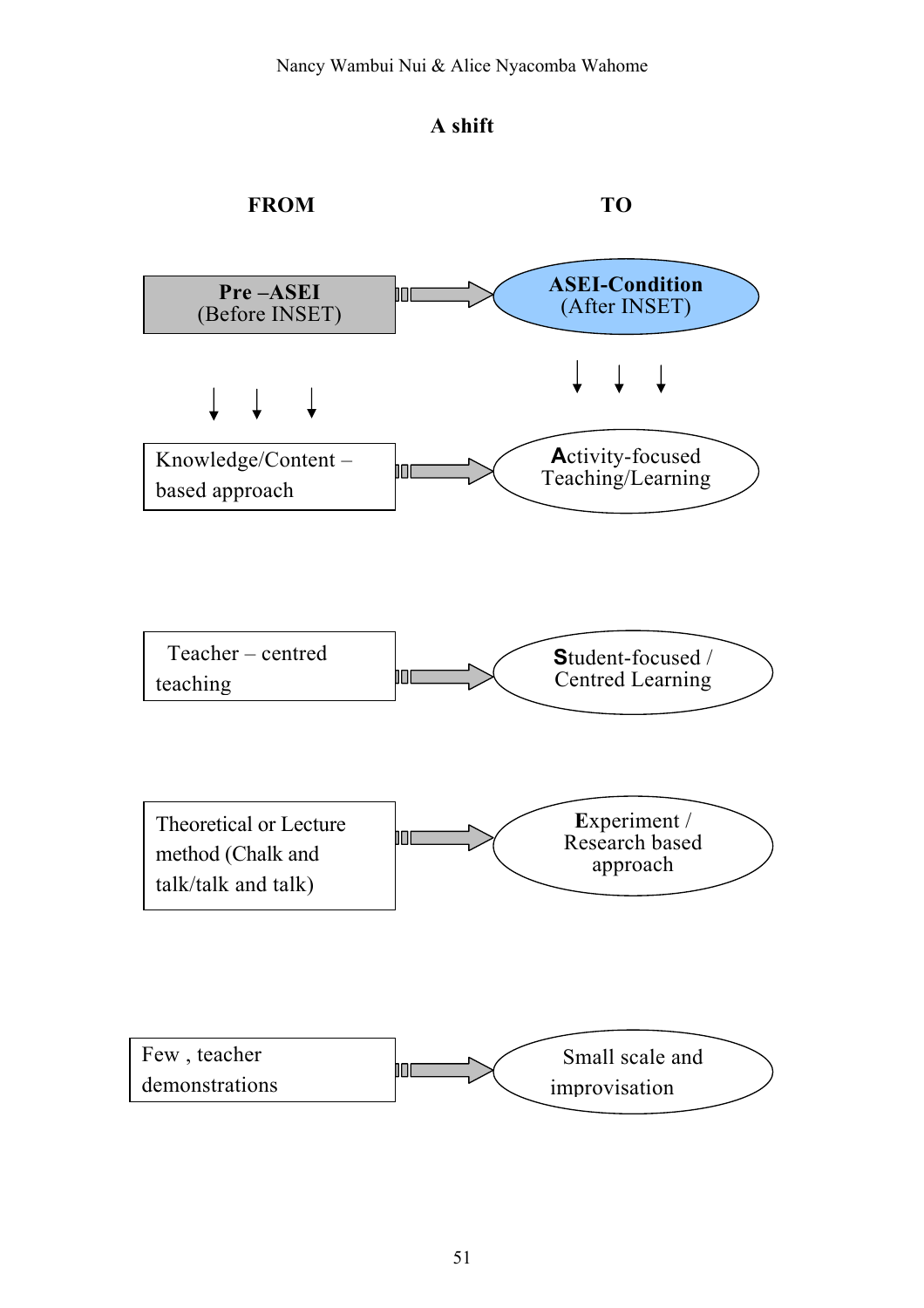**A shift**

| FROM | TO |
| --- | --- |
| **Pre –ASEI** (Before INSET) | **ASEI-Condition** (After INSET) |
| Knowledge/Content – based approach | **A**ctivity-focused Teaching/Learning |
| Teacher – centred teaching | **S**tudent-focused / Centred Learning |
| Theoretical or Lecture method (Chalk and talk/talk and talk) | **E**xperiment / Research based approach |
| Few , teacher demonstrations | Small scale and improvisation |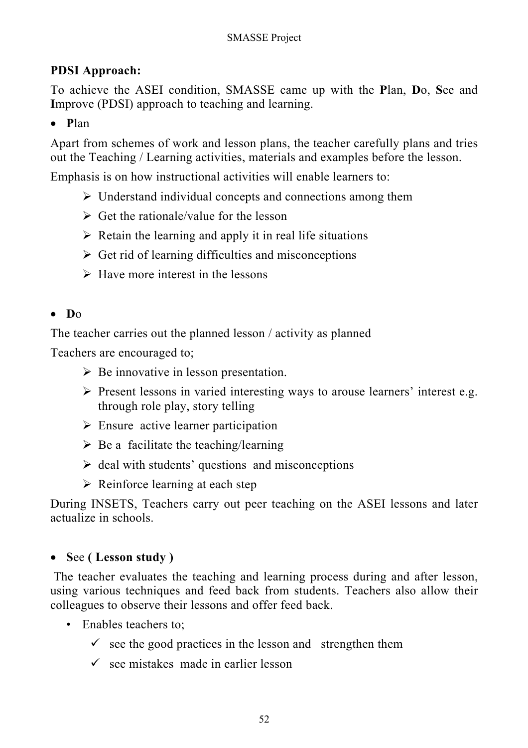**PDSI Approach:**

To achieve the ASEI condition, SMASSE came up with the **P**lan, **D**o, **S**ee and **I**mprove (PDSI) approach to teaching and learning.

- **P**lan

Apart from schemes of work and lesson plans, the teacher carefully plans and tries out the Teaching / Learning activities, materials and examples before the lesson.

Emphasis is on how instructional activities will enable learners to:

- Understand individual concepts and connections among them
- Get the rationale/value for the lesson
- Retain the learning and apply it in real life situations
- Get rid of learning difficulties and misconceptions
- Have more interest in the lessons

- **D**o

The teacher carries out the planned lesson / activity as planned

Teachers are encouraged to;

- Be innovative in lesson presentation.
- Present lessons in varied interesting ways to arouse learners' interest e.g. through role play, story telling
- Ensure active learner participation
- Be a facilitate the teaching/learning
- deal with students' questions and misconceptions
- Reinforce learning at each step

During INSETS, Teachers carry out peer teaching on the ASEI lessons and later actualize in schools.

- **S**ee **( Lesson study )**

The teacher evaluates the teaching and learning process during and after lesson, using various techniques and feed back from students. Teachers also allow their colleagues to observe their lessons and offer feed back.

- Enables teachers to;
  - ✓ see the good practices in the lesson and strengthen them
  - ✓ see mistakes made in earlier lesson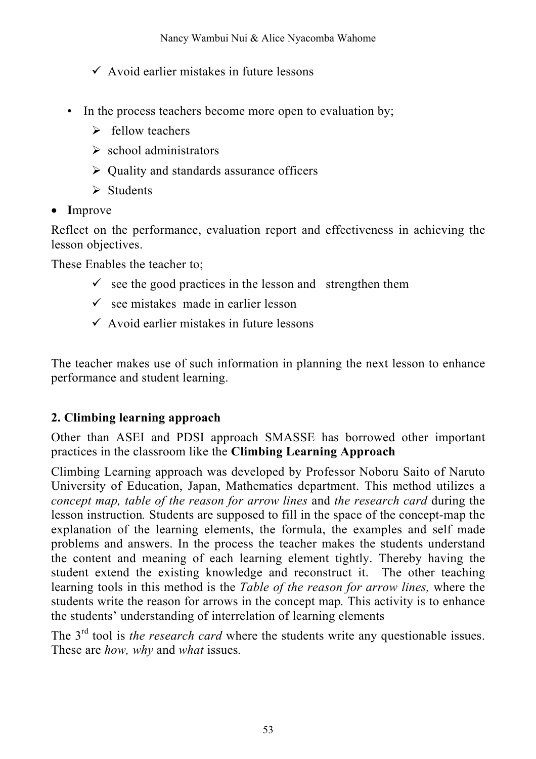- ✓ Avoid earlier mistakes in future lessons

- In the process teachers become more open to evaluation by;
  - ➢ fellow teachers
  - ➢ school administrators
  - ➢ Quality and standards assurance officers
  - ➢ Students

- **I**mprove

Reflect on the performance, evaluation report and effectiveness in achieving the lesson objectives.

These Enables the teacher to;

- ✓ see the good practices in the lesson and strengthen them
- ✓ see mistakes made in earlier lesson
- ✓ Avoid earlier mistakes in future lessons

The teacher makes use of such information in planning the next lesson to enhance performance and student learning.

**2. Climbing learning approach**

Other than ASEI and PDSI approach SMASSE has borrowed other important practices in the classroom like the **Climbing Learning Approach**

Climbing Learning approach was developed by Professor Noboru Saito of Naruto University of Education, Japan, Mathematics department. This method utilizes a *concept map, table of the reason for arrow lines* and *the research card* during the lesson instruction. Students are supposed to fill in the space of the concept-map the explanation of the learning elements, the formula, the examples and self made problems and answers. In the process the teacher makes the students understand the content and meaning of each learning element tightly. Thereby having the student extend the existing knowledge and reconstruct it. The other teaching learning tools in this method is the *Table of the reason for arrow lines,* where the students write the reason for arrows in the concept map. This activity is to enhance the students' understanding of interrelation of learning elements

The 3rd tool is *the research card* where the students write any questionable issues. These are *how, why* and *what* issues.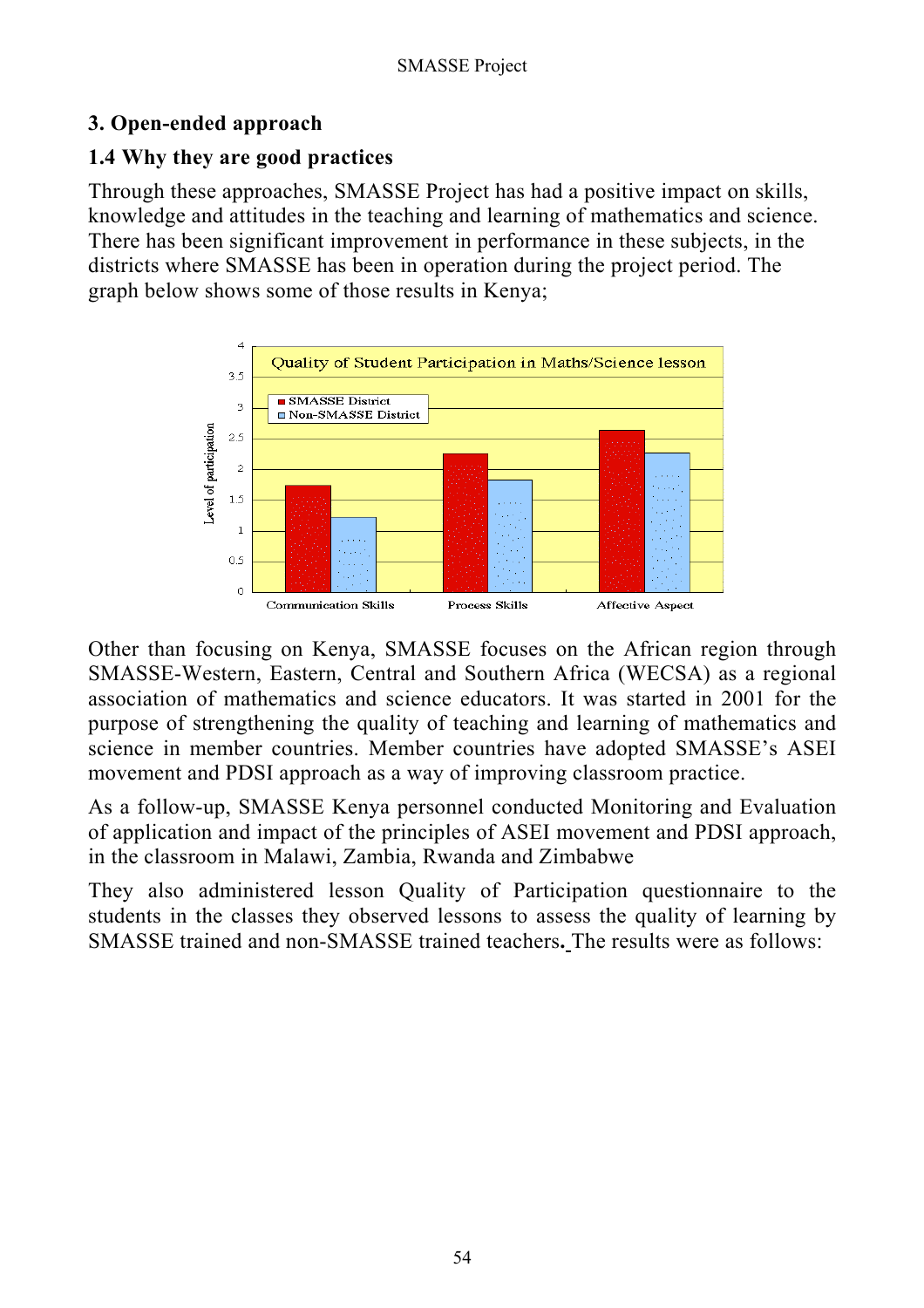## 3. Open-ended approach

### 1.4 Why they are good practices

Through these approaches, SMASSE Project has had a positive impact on skills, knowledge and attitudes in the teaching and learning of mathematics and science. There has been significant improvement in performance in these subjects, in the districts where SMASSE has been in operation during the project period. The graph below shows some of those results in Kenya;

Quality of Student Participation in Maths/Science lesson

Other than focusing on Kenya, SMASSE focuses on the African region through SMASSE-Western, Eastern, Central and Southern Africa (WECSA) as a regional association of mathematics and science educators. It was started in 2001 for the purpose of strengthening the quality of teaching and learning of mathematics and science in member countries. Member countries have adopted SMASSE's ASEI movement and PDSI approach as a way of improving classroom practice.

As a follow-up, SMASSE Kenya personnel conducted Monitoring and Evaluation of application and impact of the principles of ASEI movement and PDSI approach, in the classroom in Malawi, Zambia, Rwanda and Zimbabwe

They also administered lesson Quality of Participation questionnaire to the students in the classes they observed lessons to assess the quality of learning by SMASSE trained and non-SMASSE trained teachers. The results were as follows: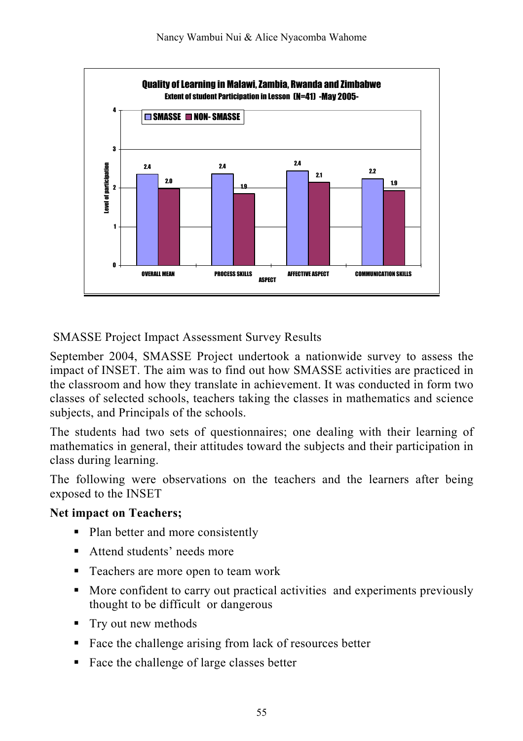**Quality of Learning in Malawi, Zambia, Rwanda and Zimbabwe**
**Extent of student Participation in Lesson (N=41) -May 2005-**

| ASPECT | SMASSE | NON- SMASSE |
|---|---|---|
| OVERALL MEAN | 2.4 | 2.0 |
| PROCESS SKILLS | 2.4 | 1.9 |
| AFFECTIVE ASPECT | 2.4 | 2.1 |
| COMMUNICATION SKILLS | 2.2 | 1.9 |

SMASSE Project Impact Assessment Survey Results

September 2004, SMASSE Project undertook a nationwide survey to assess the impact of INSET. The aim was to find out how SMASSE activities are practiced in the classroom and how they translate in achievement. It was conducted in form two classes of selected schools, teachers taking the classes in mathematics and science subjects, and Principals of the schools.

The students had two sets of questionnaires; one dealing with their learning of mathematics in general, their attitudes toward the subjects and their participation in class during learning.

The following were observations on the teachers and the learners after being exposed to the INSET

**Net impact on Teachers;**

- Plan better and more consistently
- Attend students' needs more
- Teachers are more open to team work
- More confident to carry out practical activities and experiments previously thought to be difficult or dangerous
- Try out new methods
- Face the challenge arising from lack of resources better
- Face the challenge of large classes better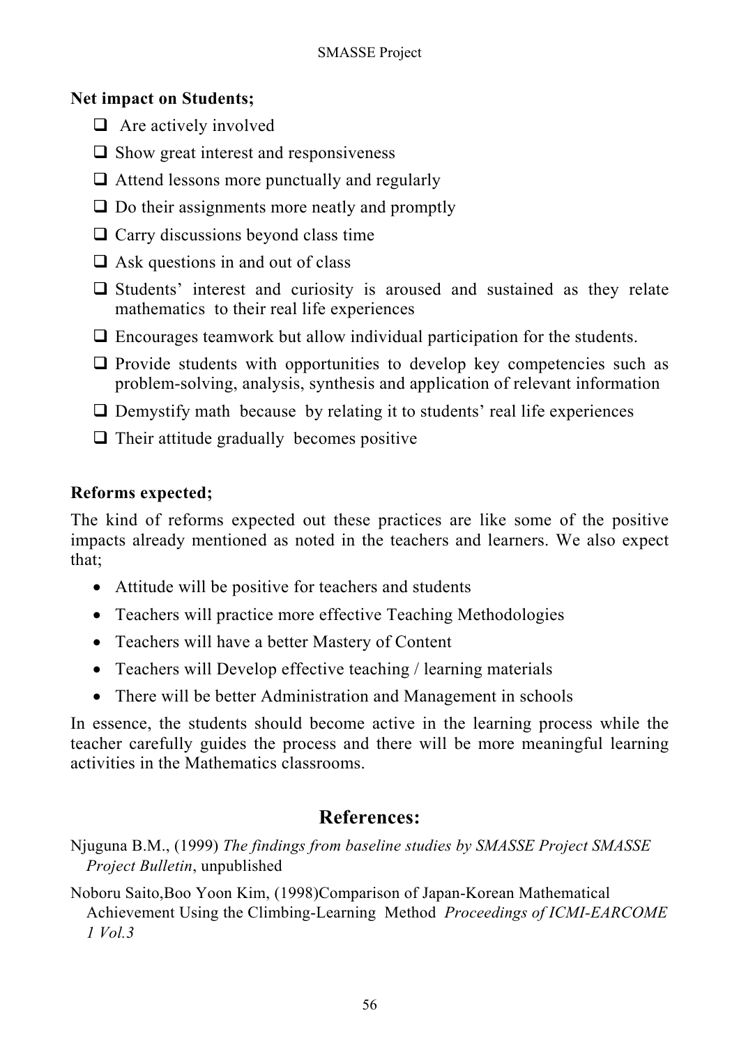**Net impact on Students;**

- Are actively involved
- Show great interest and responsiveness
- Attend lessons more punctually and regularly
- Do their assignments more neatly and promptly
- Carry discussions beyond class time
- Ask questions in and out of class
- Students' interest and curiosity is aroused and sustained as they relate mathematics to their real life experiences
- Encourages teamwork but allow individual participation for the students.
- Provide students with opportunities to develop key competencies such as problem-solving, analysis, synthesis and application of relevant information
- Demystify math because by relating it to students' real life experiences
- Their attitude gradually becomes positive

**Reforms expected;**

The kind of reforms expected out these practices are like some of the positive impacts already mentioned as noted in the teachers and learners. We also expect that;

- Attitude will be positive for teachers and students
- Teachers will practice more effective Teaching Methodologies
- Teachers will have a better Mastery of Content
- Teachers will Develop effective teaching / learning materials
- There will be better Administration and Management in schools

In essence, the students should become active in the learning process while the teacher carefully guides the process and there will be more meaningful learning activities in the Mathematics classrooms.

## References:

Njuguna B.M., (1999) *The findings from baseline studies by SMASSE Project SMASSE Project Bulletin*, unpublished

Noboru Saito,Boo Yoon Kim, (1998)Comparison of Japan-Korean Mathematical Achievement Using the Climbing-Learning Method *Proceedings of ICMI-EARCOME 1 Vol.3*